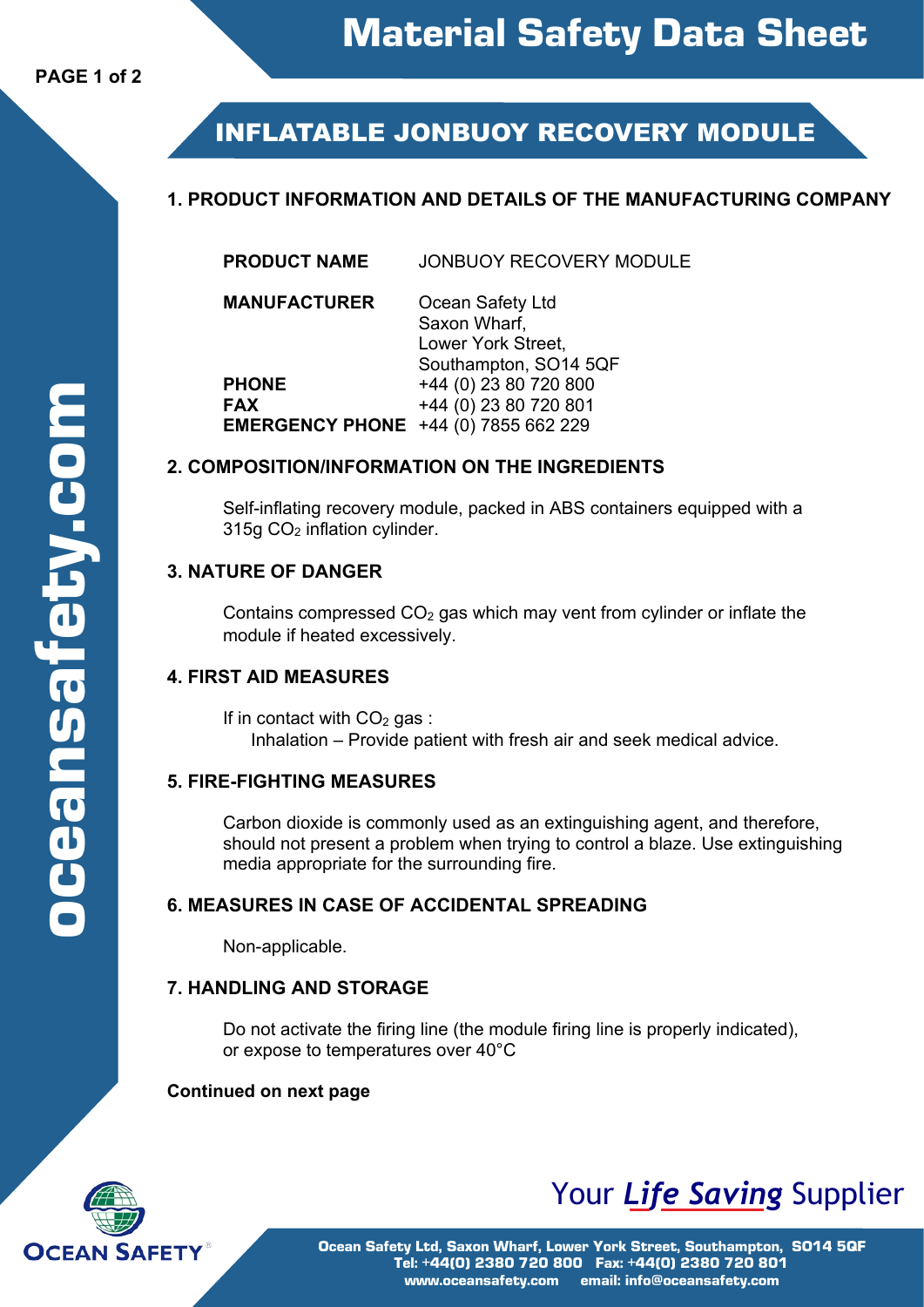# Material Safety Data Sheet

## INFLATABLE JONBUOY RECOVERY MODULE

### 1. PRODUCT INFORMATION AND DETAILS OF THE MANUFACTURING COMPANY

| | |
|---|---|
| **PRODUCT NAME** | JONBUOY RECOVERY MODULE |
| **MANUFACTURER** | Ocean Safety Ltd<br>Saxon Wharf,<br>Lower York Street,<br>Southampton, SO14 5QF |
| **PHONE** | +44 (0) 23 80 720 800 |
| **FAX** | +44 (0) 23 80 720 801 |
| **EMERGENCY PHONE** | +44 (0) 7855 662 229 |

### 2. COMPOSITION/INFORMATION ON THE INGREDIENTS

Self-inflating recovery module, packed in ABS containers equipped with a 315g $CO_2$ inflation cylinder.

### 3. NATURE OF DANGER

Contains compressed $CO_2$ gas which may vent from cylinder or inflate the module if heated excessively.

### 4. FIRST AID MEASURES

If in contact with $CO_2$ gas :

Inhalation – Provide patient with fresh air and seek medical advice.

### 5. FIRE-FIGHTING MEASURES

Carbon dioxide is commonly used as an extinguishing agent, and therefore, should not present a problem when trying to control a blaze. Use extinguishing media appropriate for the surrounding fire.

### 6. MEASURES IN CASE OF ACCIDENTAL SPREADING

Non-applicable.

### 7. HANDLING AND STORAGE

Do not activate the firing line (the module firing line is properly indicated), or expose to temperatures over 40°C

**Continued on next page**

Your *Life Saving* Supplier

Ocean Safety Ltd, Saxon Wharf, Lower York Street, Southampton, SO14 5QF
Tel: +44(0) 2380 720 800 Fax: +44(0) 2380 720 801
www.oceansafety.com email: info@oceansafety.com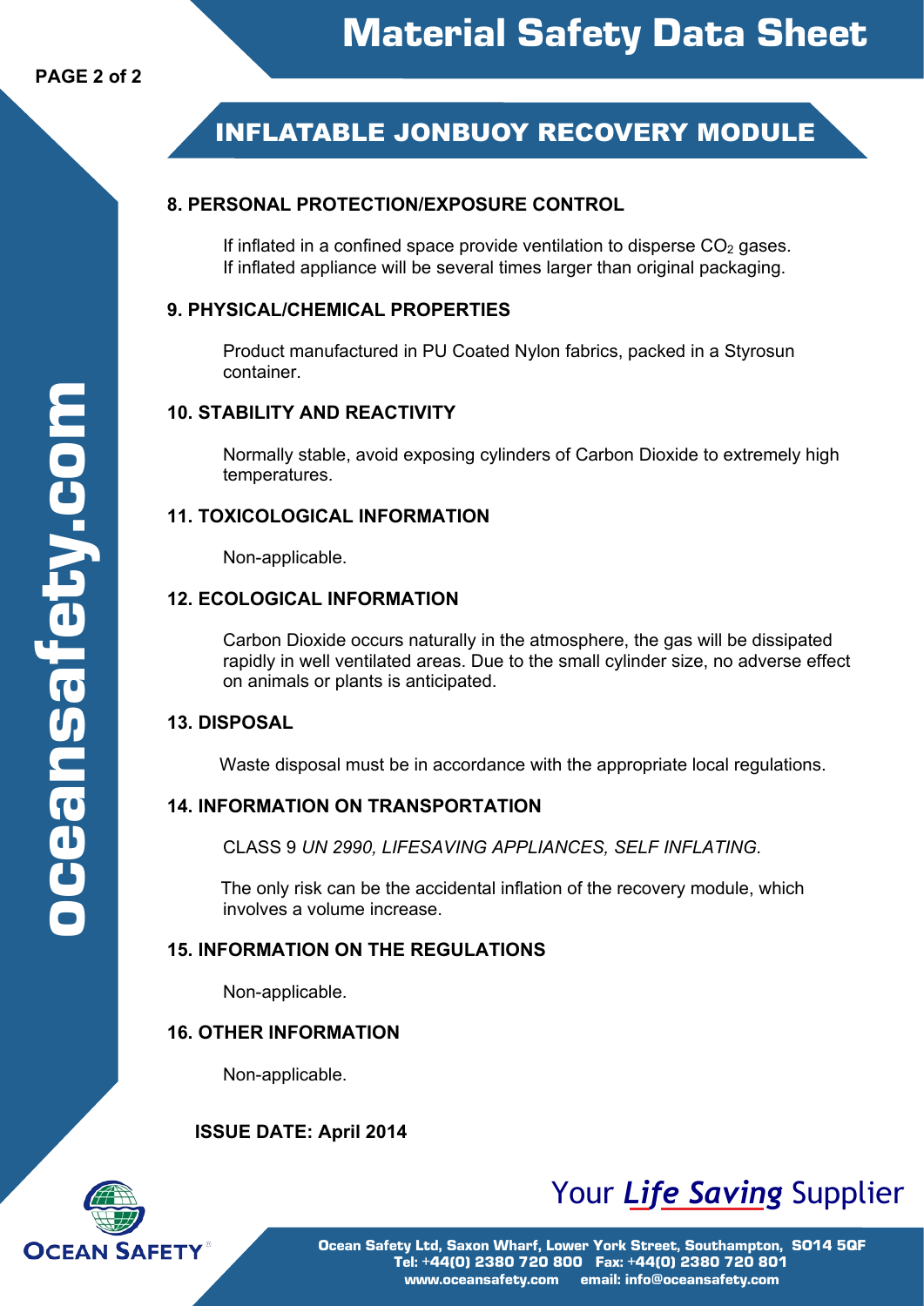# INFLATABLE JONBUOY RECOVERY MODULE

## 8. PERSONAL PROTECTION/EXPOSURE CONTROL

If inflated in a confined space provide ventilation to disperse $CO_2$ gases.
If inflated appliance will be several times larger than original packaging.

## 9. PHYSICAL/CHEMICAL PROPERTIES

Product manufactured in PU Coated Nylon fabrics, packed in a Styrosun container.

## 10. STABILITY AND REACTIVITY

Normally stable, avoid exposing cylinders of Carbon Dioxide to extremely high temperatures.

## 11. TOXICOLOGICAL INFORMATION

Non-applicable.

## 12. ECOLOGICAL INFORMATION

Carbon Dioxide occurs naturally in the atmosphere, the gas will be dissipated rapidly in well ventilated areas. Due to the small cylinder size, no adverse effect on animals or plants is anticipated.

## 13. DISPOSAL

Waste disposal must be in accordance with the appropriate local regulations.

## 14. INFORMATION ON TRANSPORTATION

CLASS 9 *UN 2990, LIFESAVING APPLIANCES, SELF INFLATING.*

The only risk can be the accidental inflation of the recovery module, which involves a volume increase.

## 15. INFORMATION ON THE REGULATIONS

Non-applicable.

## 16. OTHER INFORMATION

Non-applicable.

**ISSUE DATE: April 2014**

OCEAN SAFETY®

Your ***Life Saving*** Supplier

**Ocean Safety Ltd, Saxon Wharf, Lower York Street, Southampton, SO14 5QF**
**Tel: +44(0) 2380 720 800 Fax: +44(0) 2380 720 801**
**www.oceansafety.com email: info@oceansafety.com**